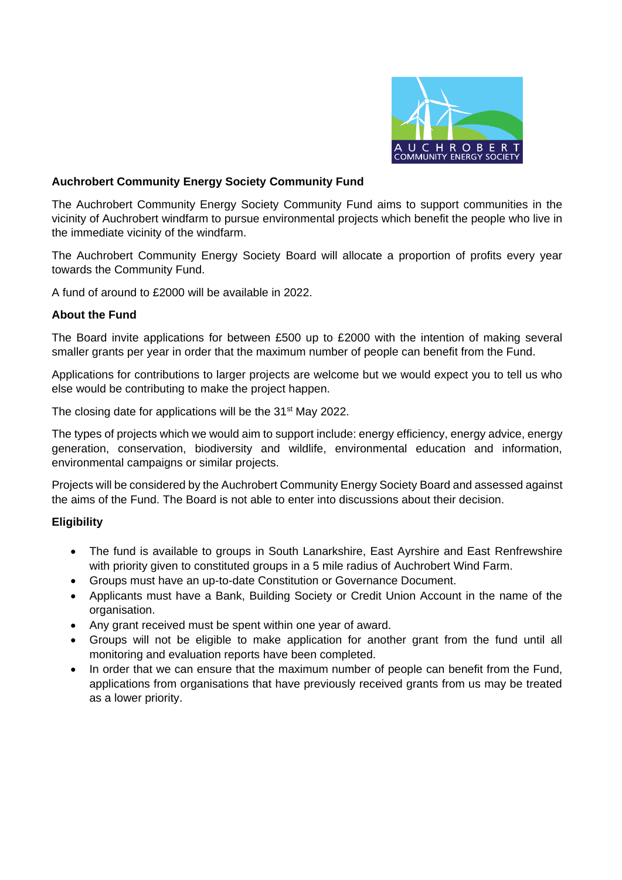## Auchrobert Community Energy Society Community Fund

The Auchrobert Community Energy Society Community Fund aims to support communities in the vicinity of Auchrobert windfarm to pursue environmental projects which benefit the people who live in the immediate vicinity of the windfarm.

The Auchrobert Community Energy Society Board will allocate a proportion of profits every year towards the Community Fund.

A fund of around to £2000 will be available in 2022.

### About the Fund

The Board invite applications for between £500 up to £2000 with the intention of making several smaller grants per year in order that the maximum number of people can benefit from the Fund.

Applications for contributions to larger projects are welcome but we would expect you to tell us who else would be contributing to make the project happen.

The closing date for applications will be the 31st May 2022.

The types of projects which we would aim to support include: energy efficiency, energy advice, energy generation, conservation, biodiversity and wildlife, environmental education and information, environmental campaigns or similar projects.

Projects will be considered by the Auchrobert Community Energy Society Board and assessed against the aims of the Fund. The Board is not able to enter into discussions about their decision.

### Eligibility

- The fund is available to groups in South Lanarkshire, East Ayrshire and East Renfrewshire with priority given to constituted groups in a 5 mile radius of Auchrobert Wind Farm.
- Groups must have an up-to-date Constitution or Governance Document.
- Applicants must have a Bank, Building Society or Credit Union Account in the name of the organisation.
- Any grant received must be spent within one year of award.
- Groups will not be eligible to make application for another grant from the fund until all monitoring and evaluation reports have been completed.
- In order that we can ensure that the maximum number of people can benefit from the Fund, applications from organisations that have previously received grants from us may be treated as a lower priority.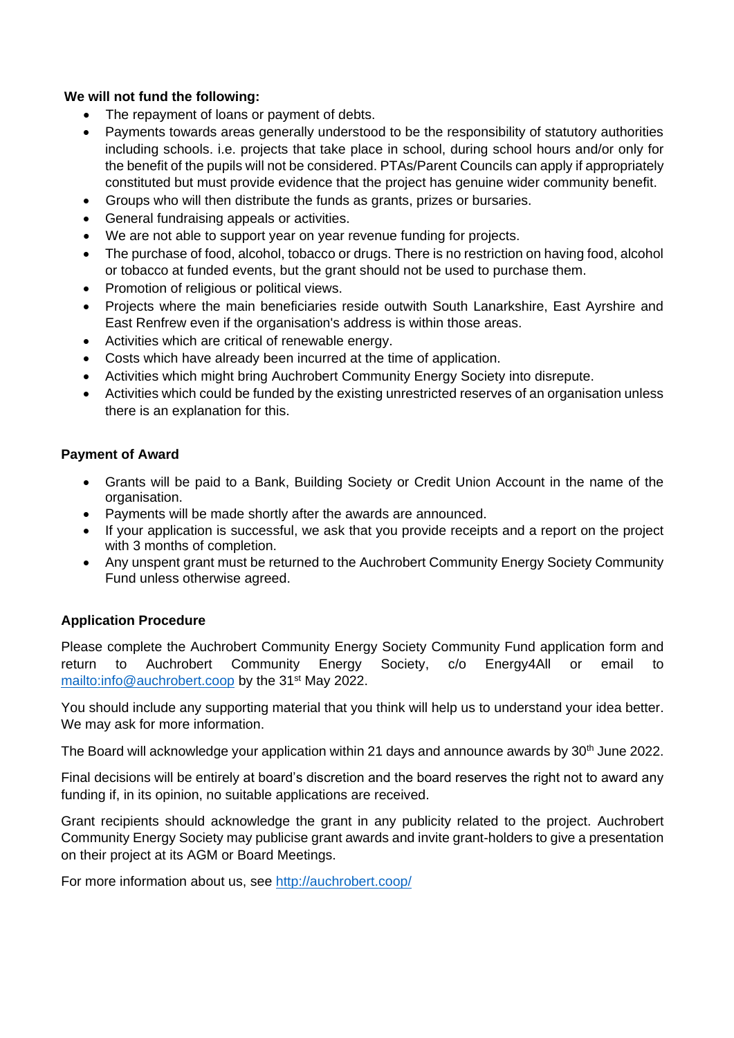**We will not fund the following:**

- The repayment of loans or payment of debts.
- Payments towards areas generally understood to be the responsibility of statutory authorities including schools. i.e. projects that take place in school, during school hours and/or only for the benefit of the pupils will not be considered. PTAs/Parent Councils can apply if appropriately constituted but must provide evidence that the project has genuine wider community benefit.
- Groups who will then distribute the funds as grants, prizes or bursaries.
- General fundraising appeals or activities.
- We are not able to support year on year revenue funding for projects.
- The purchase of food, alcohol, tobacco or drugs. There is no restriction on having food, alcohol or tobacco at funded events, but the grant should not be used to purchase them.
- Promotion of religious or political views.
- Projects where the main beneficiaries reside outwith South Lanarkshire, East Ayrshire and East Renfrew even if the organisation's address is within those areas.
- Activities which are critical of renewable energy.
- Costs which have already been incurred at the time of application.
- Activities which might bring Auchrobert Community Energy Society into disrepute.
- Activities which could be funded by the existing unrestricted reserves of an organisation unless there is an explanation for this.

**Payment of Award**

- Grants will be paid to a Bank, Building Society or Credit Union Account in the name of the organisation.
- Payments will be made shortly after the awards are announced.
- If your application is successful, we ask that you provide receipts and a report on the project with 3 months of completion.
- Any unspent grant must be returned to the Auchrobert Community Energy Society Community Fund unless otherwise agreed.

**Application Procedure**

Please complete the Auchrobert Community Energy Society Community Fund application form and return to Auchrobert Community Energy Society, c/o Energy4All or email to mailto:info@auchrobert.coop by the 31st May 2022.

You should include any supporting material that you think will help us to understand your idea better. We may ask for more information.

The Board will acknowledge your application within 21 days and announce awards by 30th June 2022.

Final decisions will be entirely at board's discretion and the board reserves the right not to award any funding if, in its opinion, no suitable applications are received.

Grant recipients should acknowledge the grant in any publicity related to the project. Auchrobert Community Energy Society may publicise grant awards and invite grant-holders to give a presentation on their project at its AGM or Board Meetings.

For more information about us, see http://auchrobert.coop/